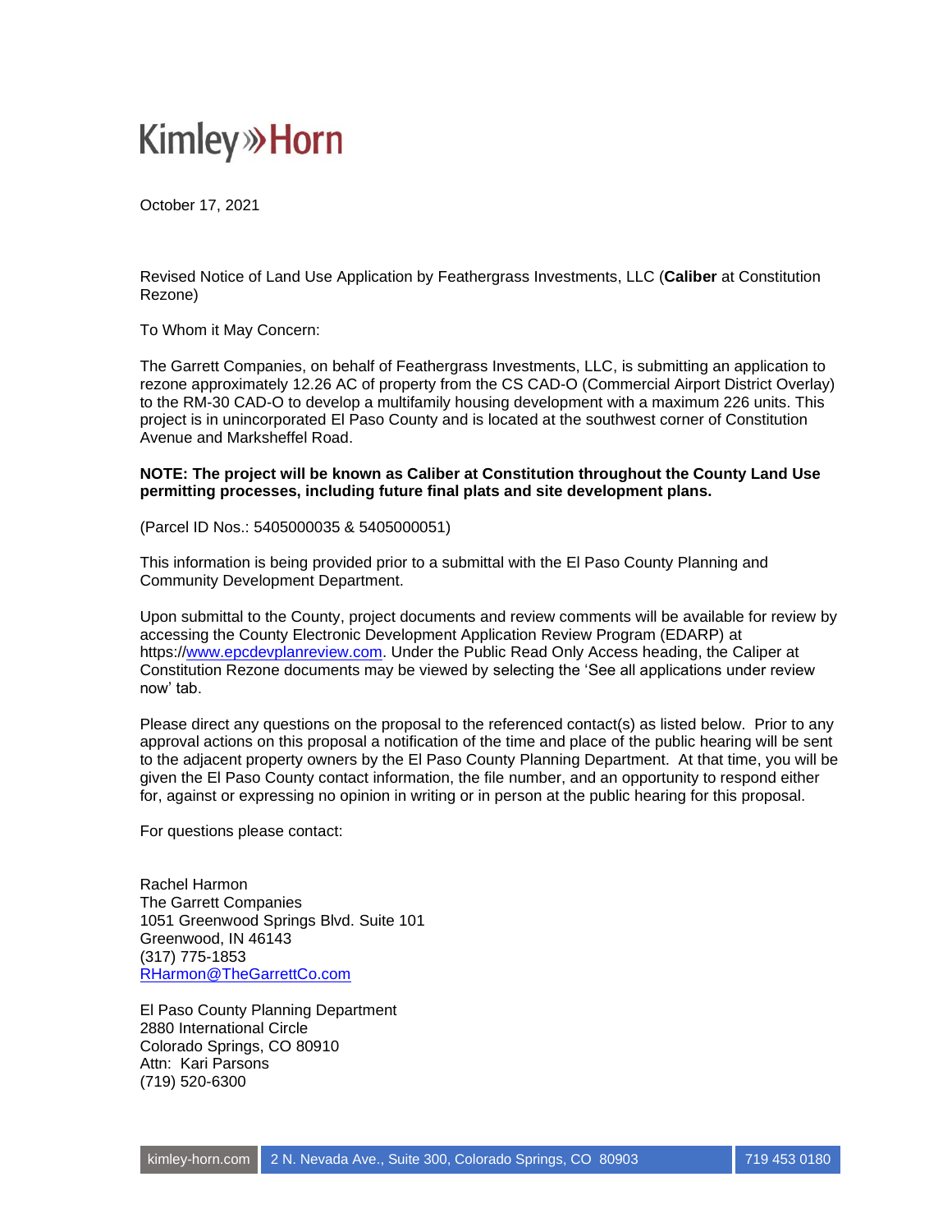Kimley»Horn

October 17, 2021

Revised Notice of Land Use Application by Feathergrass Investments, LLC (**Caliber** at Constitution Rezone)

To Whom it May Concern:

The Garrett Companies, on behalf of Feathergrass Investments, LLC, is submitting an application to rezone approximately 12.26 AC of property from the CS CAD-O (Commercial Airport District Overlay) to the RM-30 CAD-O to develop a multifamily housing development with a maximum 226 units. This project is in unincorporated El Paso County and is located at the southwest corner of Constitution Avenue and Marksheffel Road.

**NOTE: The project will be known as Caliber at Constitution throughout the County Land Use permitting processes, including future final plats and site development plans.**

(Parcel ID Nos.: 5405000035 & 5405000051)

This information is being provided prior to a submittal with the El Paso County Planning and Community Development Department.

Upon submittal to the County, project documents and review comments will be available for review by accessing the County Electronic Development Application Review Program (EDARP) at https://www.epcdevplanreview.com. Under the Public Read Only Access heading, the Caliper at Constitution Rezone documents may be viewed by selecting the 'See all applications under review now' tab.

Please direct any questions on the proposal to the referenced contact(s) as listed below. Prior to any approval actions on this proposal a notification of the time and place of the public hearing will be sent to the adjacent property owners by the El Paso County Planning Department. At that time, you will be given the El Paso County contact information, the file number, and an opportunity to respond either for, against or expressing no opinion in writing or in person at the public hearing for this proposal.

For questions please contact:

Rachel Harmon
The Garrett Companies
1051 Greenwood Springs Blvd. Suite 101
Greenwood, IN 46143
(317) 775-1853
RHarmon@TheGarrettCo.com

El Paso County Planning Department
2880 International Circle
Colorado Springs, CO 80910
Attn: Kari Parsons
(719) 520-6300

kimley-horn.com | 2 N. Nevada Ave., Suite 300, Colorado Springs, CO 80903 | 719 453 0180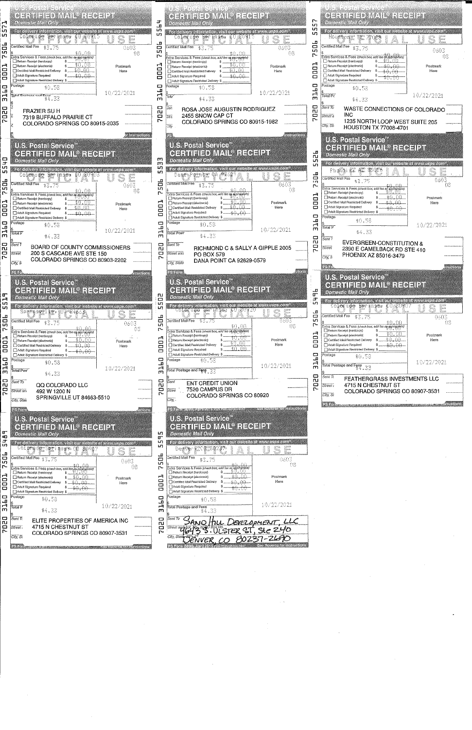## U.S. Postal Service
## CERTIFIED MAIL® RECEIPT
*Domestic Mail Only*

For delivery information, visit our website at www.usps.com®.

Colorado Springs, CO 80915

OFFICIAL USE

7020 3160 0001 7506 5571

Certified Mail Fee $3.75

Extra Services & Fees (check box, add fee as appropriate)
- Return Receipt (hardcopy) $ $0.00
- Return Receipt (electronic) $ $0.00
- Certified Mail Restricted Delivery $ $0.00
- Adult Signature Required $ $0.00
- Adult Signature Restricted Delivery $

Postage $0.58

Total Postage and Fees $4.33

0603 08

Postmark Here

10/22/2021

FRAZIER SU H
7319 BUFFALO PRAIRIE CT
COLORADO SPRINGS CO 80915-2035

---

## U.S. Postal Service
## CERTIFIED MAIL® RECEIPT
*Domestic Mail Only*

For delivery information, visit our website at www.usps.com®.

Colorado Springs, CO 80915

OFFICIAL USE

7020 3160 0001 7506 5564

Certified Mail Fee $3.75

Extra Services & Fees (check box, add fee as appropriate)
- Return Receipt (hardcopy) $ $0.00
- Return Receipt (electronic) $ $0.00
- Certified Mail Restricted Delivery $ $0.00
- Adult Signature Required $ $0.00
- Adult Signature Restricted Delivery $

Postage $0.58

Total Postage and Fees $4.33

0603 08

Postmark Here

10/22/2021

ROSA JOSE AUGUSTIN RODRIGUEZ
2455 SNOW CAP CT
COLORADO SPRINGS CO 80915-1982

---

## U.S. Postal Service
## CERTIFIED MAIL® RECEIPT
*Domestic Mail Only*

For delivery information, visit our website at www.usps.com®.

Houston, TX 77008

OFFICIAL USE

7020 3160 0001 7506 5557

Certified Mail Fee $3.75

Extra Services & Fees (check box, add fee as appropriate)
- Return Receipt (hardcopy) $ $0.00
- Return Receipt (electronic) $ $0.00
- Certified Mail Restricted Delivery $ $0.00
- Adult Signature Required $ $0.00
- Adult Signature Restricted Delivery $

Postage $0.58

Total Postage and Fees $4.33

0603 08

Postmark Here

10/22/2021

WASTE CONNECTIONS OF COLORADO INC
1235 NORTH LOOP WEST SUITE 205
HOUSTON TX 77008-4701

---

## U.S. Postal Service
## CERTIFIED MAIL® RECEIPT
*Domestic Mail Only*

For delivery information, visit our website at www.usps.com®.

Colorado Springs, CO 80903

OFFICIAL USE

7020 3160 0001 7506 5540

Certified Mail Fee $3.75

Extra Services & Fees (check box, add fee as appropriate)
- Return Receipt (hardcopy) $ $0.00
- Return Receipt (electronic) $ $0.00
- Certified Mail Restricted Delivery $ $0.00
- Adult Signature Required $ $0.00
- Adult Signature Restricted Delivery $

Postage $0.58

Total Postage and Fees $4.33

0603 08

Postmark Here

10/22/2021

BOARD OF COUNTY COMMISSIONERS
200 S CASCADE AVE STE 150
COLORADO SPRINGS CO 80903-2202

---

## U.S. Postal Service
## CERTIFIED MAIL® RECEIPT
*Domestic Mail Only*

For delivery information, visit our website at www.usps.com®.

Dana Point, CA 92629

OFFICIAL USE

7020 3160 0001 7506 5533

Certified Mail Fee $3.75

Extra Services & Fees (check box, add fee as appropriate)
- Return Receipt (hardcopy) $ $0.00
- Return Receipt (electronic) $ $0.00
- Certified Mail Restricted Delivery $ $0.00
- Adult Signature Required $ $0.00
- Adult Signature Restricted Delivery $

Postage $0.58

Total Postage and Fees $4.33

0603 08

Postmark Here

10/22/2021

RICHMOND C & SALLY A GIPPLE 2005
PO BOX 579
DANA POINT CA 92629-0579

---

## U.S. Postal Service
## CERTIFIED MAIL® RECEIPT
*Domestic Mail Only*

For delivery information, visit our website at www.usps.com®.

Phoenix, AZ 85016

OFFICIAL USE

7020 3160 0001 7506 5526

Certified Mail Fee $3.75

Extra Services & Fees (check box, add fee as appropriate)
- Return Receipt (hardcopy) $ $0.00
- Return Receipt (electronic) $ $0.00
- Certified Mail Restricted Delivery $ $0.00
- Adult Signature Required $ $0.00
- Adult Signature Restricted Delivery $

Postage $0.58

Total Postage and Fees $4.33

0603 08

Postmark Here

10/22/2021

EVERGREEN-CONSTITUTION &
2390 E CAMELBACK RD STE 410
PHOENIX AZ 85016-3479

---

## U.S. Postal Service
## CERTIFIED MAIL® RECEIPT
*Domestic Mail Only*

For delivery information, visit our website at www.usps.com®.

Springville, UT 84663

OFFICIAL USE

7020 3160 0001 7506 5519

Certified Mail Fee $3.75

Extra Services & Fees (check box, add fee as appropriate)
- Return Receipt (hardcopy) $ $0.00
- Return Receipt (electronic) $ $0.00
- Certified Mail Restricted Delivery $ $0.00
- Adult Signature Required $ $0.00
- Adult Signature Restricted Delivery $

Postage $0.58

Total Postage and Fees $4.33

0603 08

Postmark Here

10/22/2021

QQ COLORADO LLC
492 W 1200 N
SPRINGVILLE UT 84663-5510

---

## U.S. Postal Service
## CERTIFIED MAIL® RECEIPT
*Domestic Mail Only*

For delivery information, visit our website at www.usps.com®.

Colorado Springs, CO 80920

OFFICIAL USE

7020 3160 0001 7506 5502

Certified Mail Fee $3.75

Extra Services & Fees (check box, add fee as appropriate)
- Return Receipt (hardcopy) $ $0.00
- Return Receipt (electronic) $ $0.00
- Certified Mail Restricted Delivery $ $0.00
- Adult Signature Required $ $0.00
- Adult Signature Restricted Delivery $

Postage $0.58

Total Postage and Fees $4.33

0603 08

Postmark Here

10/22/2021

ENT CREDIT UNION
7520 CAMPUS DR
COLORADO SPRINGS CO 80920

PS Form 3800, April 2015 PSN 7530-02-000-9047 See Reverse for Instructions

---

## U.S. Postal Service
## CERTIFIED MAIL® RECEIPT
*Domestic Mail Only*

For delivery information, visit our website at www.usps.com®.

Colorado Springs, CO 80907

OFFICIAL USE

7020 3160 0001 7506 5496

Certified Mail Fee $3.75

Extra Services & Fees (check box, add fee as appropriate)
- Return Receipt (hardcopy) $ $0.00
- Return Receipt (electronic) $ $0.00
- Certified Mail Restricted Delivery $ $0.00
- Adult Signature Required $ $0.00
- Adult Signature Restricted Delivery $

Postage $0.58

Total Postage and Fees $4.33

0603 08

Postmark Here

10/22/2021

FEATHERGRASS INVESTMENTS LLC
4715 N CHESTNUT ST
COLORADO SPRINGS CO 80907-3531

---

## U.S. Postal Service
## CERTIFIED MAIL® RECEIPT
*Domestic Mail Only*

For delivery information, visit our website at www.usps.com®.

Colorado Springs, CO 80907

OFFICIAL USE

7020 3160 0001 7506 5489

Certified Mail Fee $3.75

Extra Services & Fees (check box, add fee as appropriate)
- Return Receipt (hardcopy) $ $0.00
- Return Receipt (electronic) $ $0.00
- Certified Mail Restricted Delivery $ $0.00
- Adult Signature Required $ $0.00
- Adult Signature Restricted Delivery $

Postage $0.58

Total Postage and Fees $4.33

0603 08

Postmark Here

10/22/2021

ELITE PROPERTIES OF AMERICA INC
4715 N CHESTNUT ST
COLORADO SPRINGS CO 80907-3531

---

## U.S. Postal Service
## CERTIFIED MAIL® RECEIPT
*Domestic Mail Only*

For delivery information, visit our website at www.usps.com®.

Denver, CO 80237

OFFICIAL USE

7020 3160 0001 7506 5595

Certified Mail Fee $3.75

Extra Services & Fees (check box, add fee as appropriate)
- Return Receipt (hardcopy) $ $0.00
- Return Receipt (electronic) $ $0.00
- Certified Mail Restricted Delivery $ $0.00
- Adult Signature Required $ $0.00
- Adult Signature Restricted Delivery $

Postage $0.58

Total Postage and Fees $4.33

0603 08

Postmark Here

10/22/2021

Sent To: SAND HILL DEVELOPMENT, LLC
Street and Apt. No., or PO Box No.: 4643 S. ULSTER ST, Ste 240
City, State, ZIP+4®: DENVER, CO 80237-2640

PS Form 3800, April 2015 PSN 7530-02-000-9047 See Reverse for Instructions